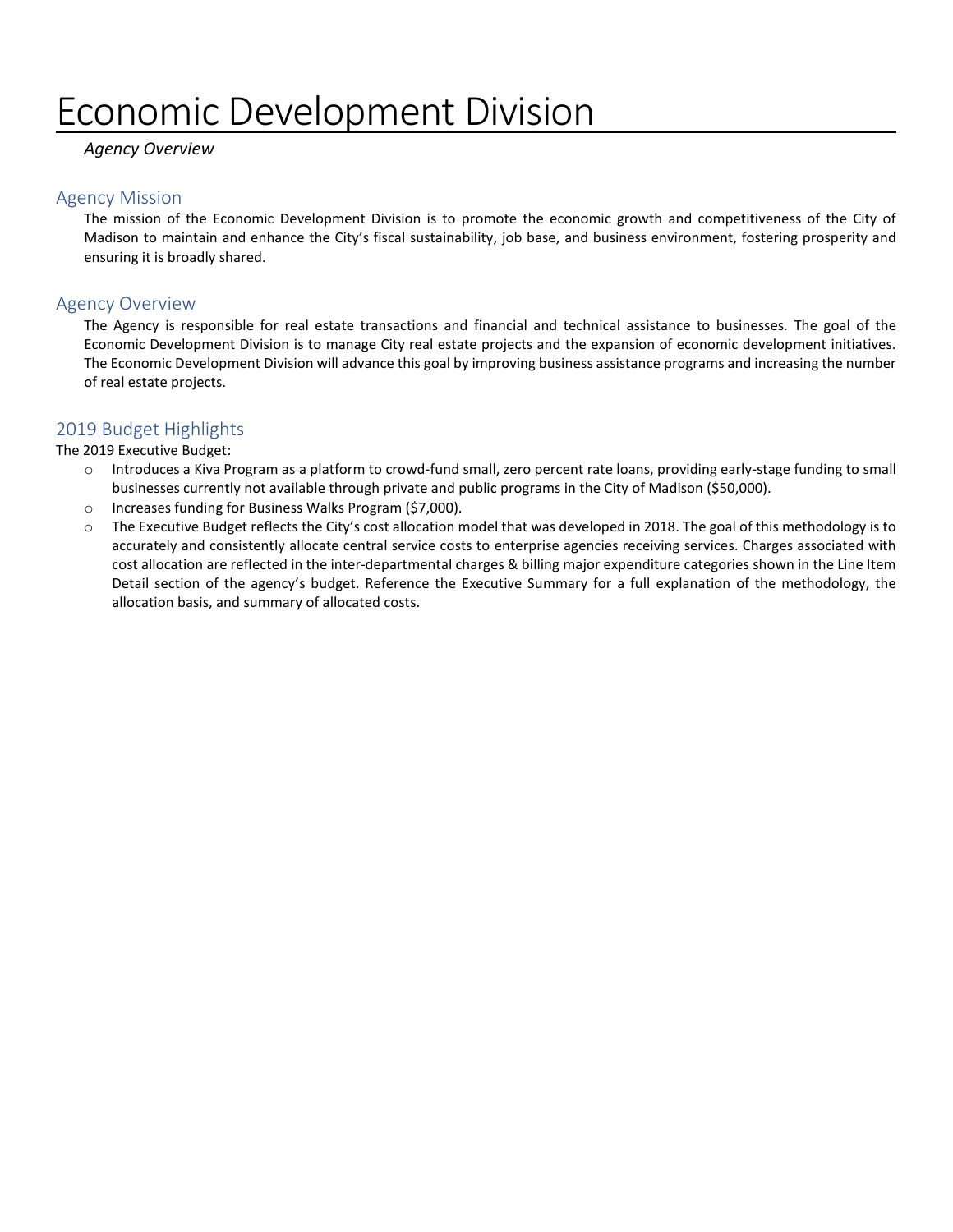# Economic Development Division

*Agency Overview*

## Agency Mission

The mission of the Economic Development Division is to promote the economic growth and competitiveness of the City of Madison to maintain and enhance the City's fiscal sustainability, job base, and business environment, fostering prosperity and ensuring it is broadly shared.

## Agency Overview

The Agency is responsible for real estate transactions and financial and technical assistance to businesses. The goal of the Economic Development Division is to manage City real estate projects and the expansion of economic development initiatives. The Economic Development Division will advance this goal by improving business assistance programs and increasing the number of real estate projects.

## 2019 Budget Highlights

The 2019 Executive Budget:

- Introduces a Kiva Program as a platform to crowd-fund small, zero percent rate loans, providing early-stage funding to small businesses currently not available through private and public programs in the City of Madison ($50,000).
- Increases funding for Business Walks Program ($7,000).
- The Executive Budget reflects the City's cost allocation model that was developed in 2018. The goal of this methodology is to accurately and consistently allocate central service costs to enterprise agencies receiving services. Charges associated with cost allocation are reflected in the inter-departmental charges & billing major expenditure categories shown in the Line Item Detail section of the agency's budget. Reference the Executive Summary for a full explanation of the methodology, the allocation basis, and summary of allocated costs.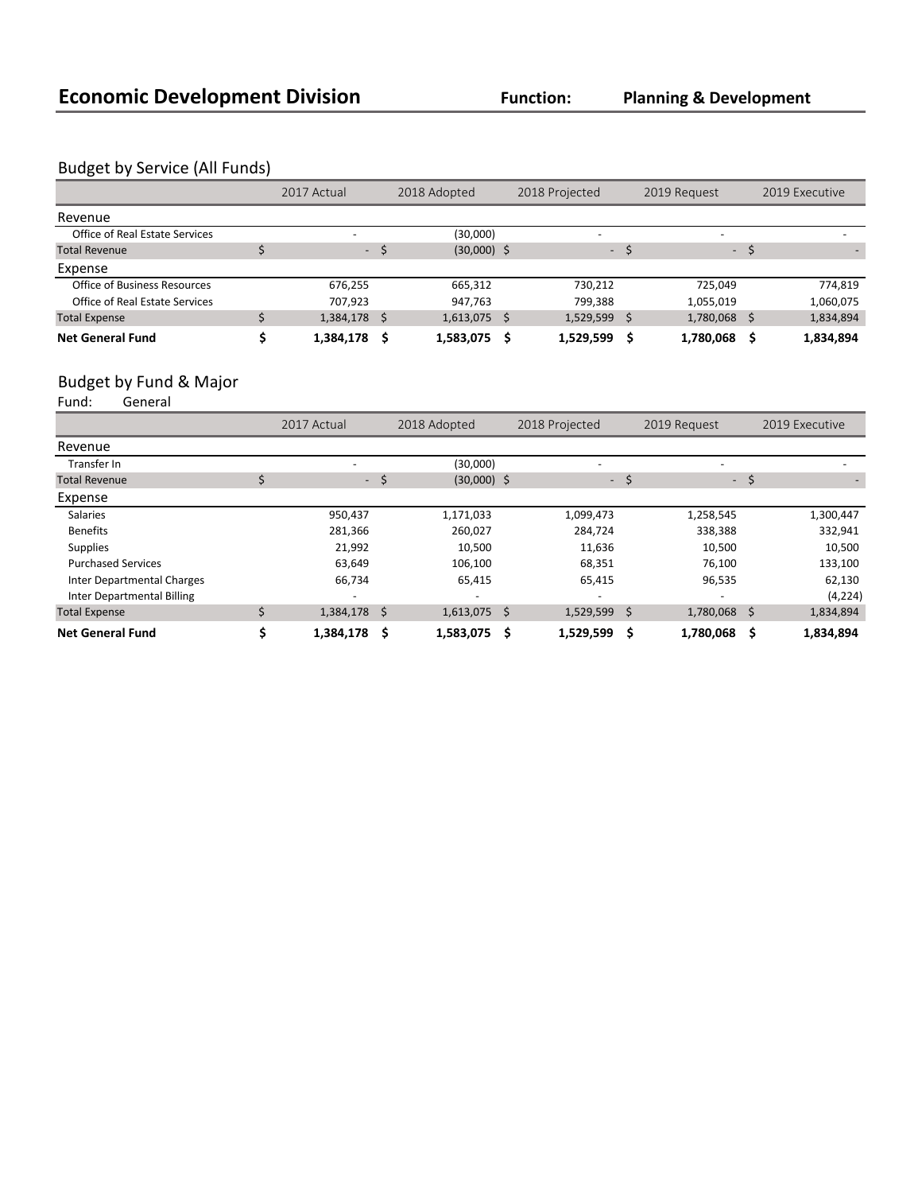# Economic Development Division

**Function:** **Planning & Development**

## Budget by Service (All Funds)

| | 2017 Actual | 2018 Adopted | 2018 Projected | 2019 Request | 2019 Executive |
|---|---|---|---|---|---|
| **Revenue** | | | | | |
| Office of Real Estate Services | - | (30,000) | - | - | - |
| Total Revenue | $ - | $ (30,000) | $ - | $ - | $ - |
| **Expense** | | | | | |
| Office of Business Resources | 676,255 | 665,312 | 730,212 | 725,049 | 774,819 |
| Office of Real Estate Services | 707,923 | 947,763 | 799,388 | 1,055,019 | 1,060,075 |
| Total Expense | $ 1,384,178 | $ 1,613,075 | $ 1,529,599 | $ 1,780,068 | $ 1,834,894 |
| **Net General Fund** | **$ 1,384,178** | **$ 1,583,075** | **$ 1,529,599** | **$ 1,780,068** | **$ 1,834,894** |

## Budget by Fund & Major

Fund: General

| | 2017 Actual | 2018 Adopted | 2018 Projected | 2019 Request | 2019 Executive |
|---|---|---|---|---|---|
| **Revenue** | | | | | |
| Transfer In | - | (30,000) | - | - | - |
| Total Revenue | $ - | $ (30,000) | $ - | $ - | $ - |
| **Expense** | | | | | |
| Salaries | 950,437 | 1,171,033 | 1,099,473 | 1,258,545 | 1,300,447 |
| Benefits | 281,366 | 260,027 | 284,724 | 338,388 | 332,941 |
| Supplies | 21,992 | 10,500 | 11,636 | 10,500 | 10,500 |
| Purchased Services | 63,649 | 106,100 | 68,351 | 76,100 | 133,100 |
| Inter Departmental Charges | 66,734 | 65,415 | 65,415 | 96,535 | 62,130 |
| Inter Departmental Billing | - | - | - | - | (4,224) |
| Total Expense | $ 1,384,178 | $ 1,613,075 | $ 1,529,599 | $ 1,780,068 | $ 1,834,894 |
| **Net General Fund** | **$ 1,384,178** | **$ 1,583,075** | **$ 1,529,599** | **$ 1,780,068** | **$ 1,834,894** |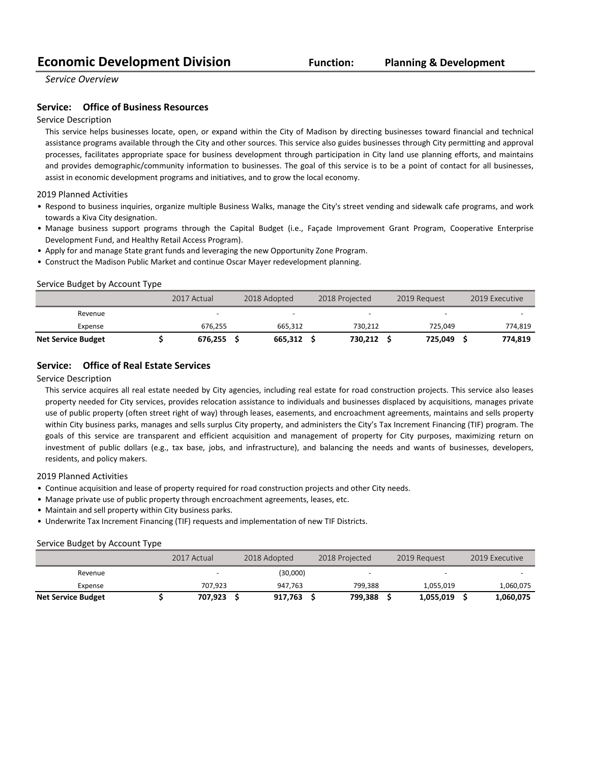# Economic Development Division

**Function:** **Planning & Development**

*Service Overview*

## Service: Office of Business Resources

### Service Description

This service helps businesses locate, open, or expand within the City of Madison by directing businesses toward financial and technical assistance programs available through the City and other sources. This service also guides businesses through City permitting and approval processes, facilitates appropriate space for business development through participation in City land use planning efforts, and maintains and provides demographic/community information to businesses. The goal of this service is to be a point of contact for all businesses, assist in economic development programs and initiatives, and to grow the local economy.

### 2019 Planned Activities

- Respond to business inquiries, organize multiple Business Walks, manage the City's street vending and sidewalk cafe programs, and work towards a Kiva City designation.
- Manage business support programs through the Capital Budget (i.e., Façade Improvement Grant Program, Cooperative Enterprise Development Fund, and Healthy Retail Access Program).
- Apply for and manage State grant funds and leveraging the new Opportunity Zone Program.
- Construct the Madison Public Market and continue Oscar Mayer redevelopment planning.

### Service Budget by Account Type

| | 2017 Actual | 2018 Adopted | 2018 Projected | 2019 Request | 2019 Executive |
|---|---|---|---|---|---|
| Revenue | - | - | - | - | - |
| Expense | 676,255 | 665,312 | 730,212 | 725,049 | 774,819 |
| **Net Service Budget** | **$ 676,255** | **$ 665,312** | **$ 730,212** | **$ 725,049** | **$ 774,819** |

## Service: Office of Real Estate Services

### Service Description

This service acquires all real estate needed by City agencies, including real estate for road construction projects. This service also leases property needed for City services, provides relocation assistance to individuals and businesses displaced by acquisitions, manages private use of public property (often street right of way) through leases, easements, and encroachment agreements, maintains and sells property within City business parks, manages and sells surplus City property, and administers the City's Tax Increment Financing (TIF) program. The goals of this service are transparent and efficient acquisition and management of property for City purposes, maximizing return on investment of public dollars (e.g., tax base, jobs, and infrastructure), and balancing the needs and wants of businesses, developers, residents, and policy makers.

### 2019 Planned Activities

- Continue acquisition and lease of property required for road construction projects and other City needs.
- Manage private use of public property through encroachment agreements, leases, etc.
- Maintain and sell property within City business parks.
- Underwrite Tax Increment Financing (TIF) requests and implementation of new TIF Districts.

### Service Budget by Account Type

| | 2017 Actual | 2018 Adopted | 2018 Projected | 2019 Request | 2019 Executive |
|---|---|---|---|---|---|
| Revenue | - | (30,000) | - | - | - |
| Expense | 707,923 | 947,763 | 799,388 | 1,055,019 | 1,060,075 |
| **Net Service Budget** | **$ 707,923** | **$ 917,763** | **$ 799,388** | **$ 1,055,019** | **$ 1,060,075** |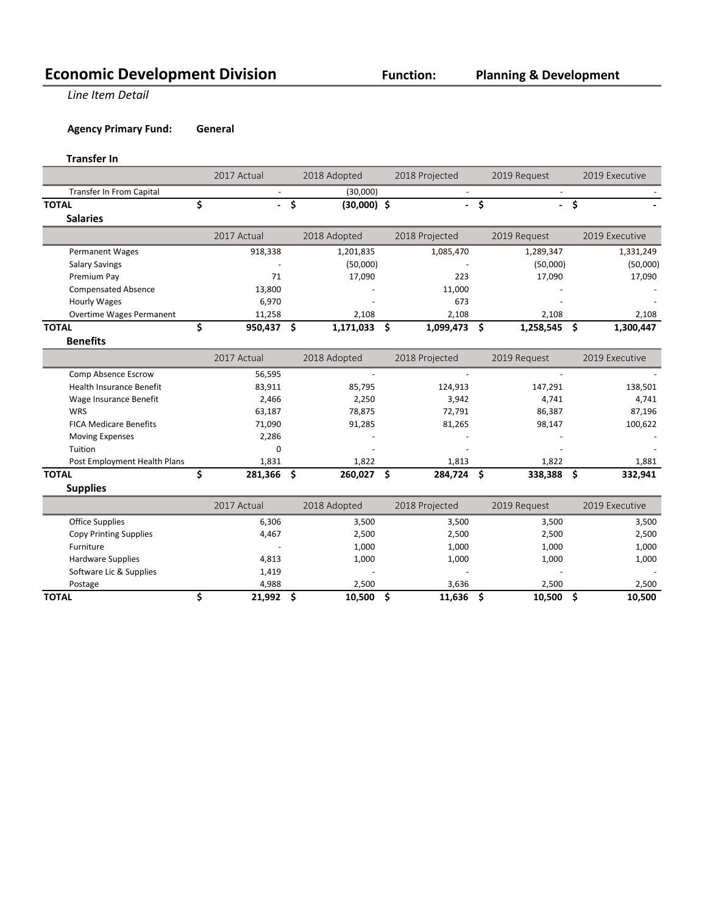# Economic Development Division

**Function:** **Planning & Development**

*Line Item Detail*

**Agency Primary Fund:** **General**

### Transfer In

| | 2017 Actual | 2018 Adopted | 2018 Projected | 2019 Request | 2019 Executive |
|---|---|---|---|---|---|
| Transfer In From Capital | - | (30,000) | - | - | - |
| **TOTAL** | **$ -** | **$ (30,000)** | **$ -** | **$ -** | **$ -** |

### Salaries

| | 2017 Actual | 2018 Adopted | 2018 Projected | 2019 Request | 2019 Executive |
|---|---|---|---|---|---|
| Permanent Wages | 918,338 | 1,201,835 | 1,085,470 | 1,289,347 | 1,331,249 |
| Salary Savings | - | (50,000) | - | (50,000) | (50,000) |
| Premium Pay | 71 | 17,090 | 223 | 17,090 | 17,090 |
| Compensated Absence | 13,800 | - | 11,000 | - | - |
| Hourly Wages | 6,970 | - | 673 | - | - |
| Overtime Wages Permanent | 11,258 | 2,108 | 2,108 | 2,108 | 2,108 |
| **TOTAL** | **$ 950,437** | **$ 1,171,033** | **$ 1,099,473** | **$ 1,258,545** | **$ 1,300,447** |

### Benefits

| | 2017 Actual | 2018 Adopted | 2018 Projected | 2019 Request | 2019 Executive |
|---|---|---|---|---|---|
| Comp Absence Escrow | 56,595 | - | - | - | - |
| Health Insurance Benefit | 83,911 | 85,795 | 124,913 | 147,291 | 138,501 |
| Wage Insurance Benefit | 2,466 | 2,250 | 3,942 | 4,741 | 4,741 |
| WRS | 63,187 | 78,875 | 72,791 | 86,387 | 87,196 |
| FICA Medicare Benefits | 71,090 | 91,285 | 81,265 | 98,147 | 100,622 |
| Moving Expenses | 2,286 | - | - | - | - |
| Tuition | 0 | - | - | - | - |
| Post Employment Health Plans | 1,831 | 1,822 | 1,813 | 1,822 | 1,881 |
| **TOTAL** | **$ 281,366** | **$ 260,027** | **$ 284,724** | **$ 338,388** | **$ 332,941** |

### Supplies

| | 2017 Actual | 2018 Adopted | 2018 Projected | 2019 Request | 2019 Executive |
|---|---|---|---|---|---|
| Office Supplies | 6,306 | 3,500 | 3,500 | 3,500 | 3,500 |
| Copy Printing Supplies | 4,467 | 2,500 | 2,500 | 2,500 | 2,500 |
| Furniture | - | 1,000 | 1,000 | 1,000 | 1,000 |
| Hardware Supplies | 4,813 | 1,000 | 1,000 | 1,000 | 1,000 |
| Software Lic & Supplies | 1,419 | - | - | - | - |
| Postage | 4,988 | 2,500 | 3,636 | 2,500 | 2,500 |
| **TOTAL** | **$ 21,992** | **$ 10,500** | **$ 11,636** | **$ 10,500** | **$ 10,500** |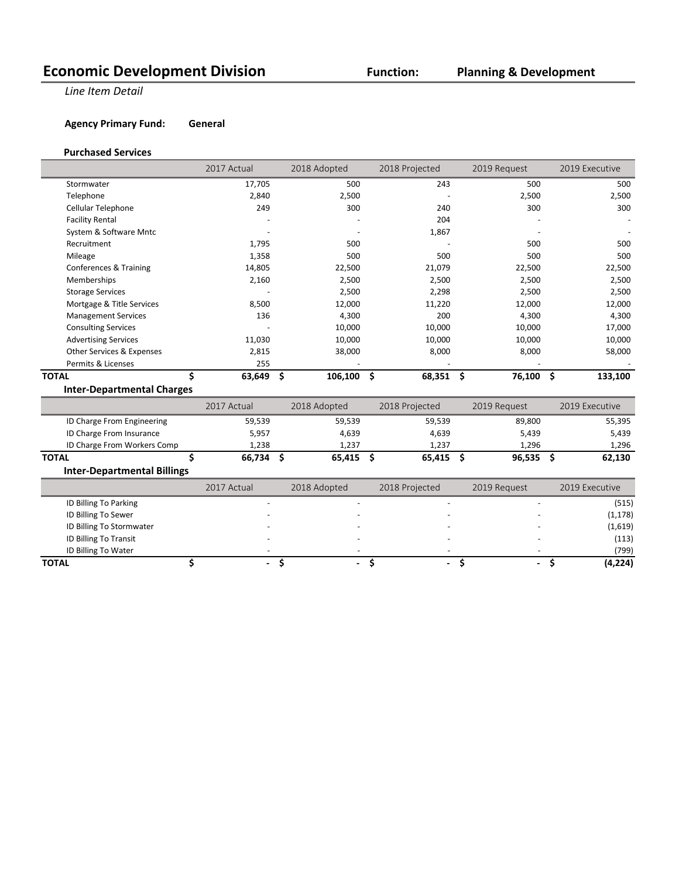# Economic Development Division

**Function:** **Planning & Development**

*Line Item Detail*

**Agency Primary Fund:** **General**

### Purchased Services

| | 2017 Actual | 2018 Adopted | 2018 Projected | 2019 Request | 2019 Executive |
|---|---|---|---|---|---|
| Stormwater | 17,705 | 500 | 243 | 500 | 500 |
| Telephone | 2,840 | 2,500 | - | 2,500 | 2,500 |
| Cellular Telephone | 249 | 300 | 240 | 300 | 300 |
| Facility Rental | - | - | 204 | - | - |
| System & Software Mntc | - | - | 1,867 | - | - |
| Recruitment | 1,795 | 500 | - | 500 | 500 |
| Mileage | 1,358 | 500 | 500 | 500 | 500 |
| Conferences & Training | 14,805 | 22,500 | 21,079 | 22,500 | 22,500 |
| Memberships | 2,160 | 2,500 | 2,500 | 2,500 | 2,500 |
| Storage Services | - | 2,500 | 2,298 | 2,500 | 2,500 |
| Mortgage & Title Services | 8,500 | 12,000 | 11,220 | 12,000 | 12,000 |
| Management Services | 136 | 4,300 | 200 | 4,300 | 4,300 |
| Consulting Services | - | 10,000 | 10,000 | 10,000 | 17,000 |
| Advertising Services | 11,030 | 10,000 | 10,000 | 10,000 | 10,000 |
| Other Services & Expenses | 2,815 | 38,000 | 8,000 | 8,000 | 58,000 |
| Permits & Licenses | 255 | - | - | - | - |
| **TOTAL** | **$ 63,649** | **$ 106,100** | **$ 68,351** | **$ 76,100** | **$ 133,100** |

### Inter-Departmental Charges

| | 2017 Actual | 2018 Adopted | 2018 Projected | 2019 Request | 2019 Executive |
|---|---|---|---|---|---|
| ID Charge From Engineering | 59,539 | 59,539 | 59,539 | 89,800 | 55,395 |
| ID Charge From Insurance | 5,957 | 4,639 | 4,639 | 5,439 | 5,439 |
| ID Charge From Workers Comp | 1,238 | 1,237 | 1,237 | 1,296 | 1,296 |
| **TOTAL** | **$ 66,734** | **$ 65,415** | **$ 65,415** | **$ 96,535** | **$ 62,130** |

### Inter-Departmental Billings

| | 2017 Actual | 2018 Adopted | 2018 Projected | 2019 Request | 2019 Executive |
|---|---|---|---|---|---|
| ID Billing To Parking | - | - | - | - | (515) |
| ID Billing To Sewer | - | - | - | - | (1,178) |
| ID Billing To Stormwater | - | - | - | - | (1,619) |
| ID Billing To Transit | - | - | - | - | (113) |
| ID Billing To Water | - | - | - | - | (799) |
| **TOTAL** | **$ -** | **$ -** | **$ -** | **$ -** | **$ (4,224)** |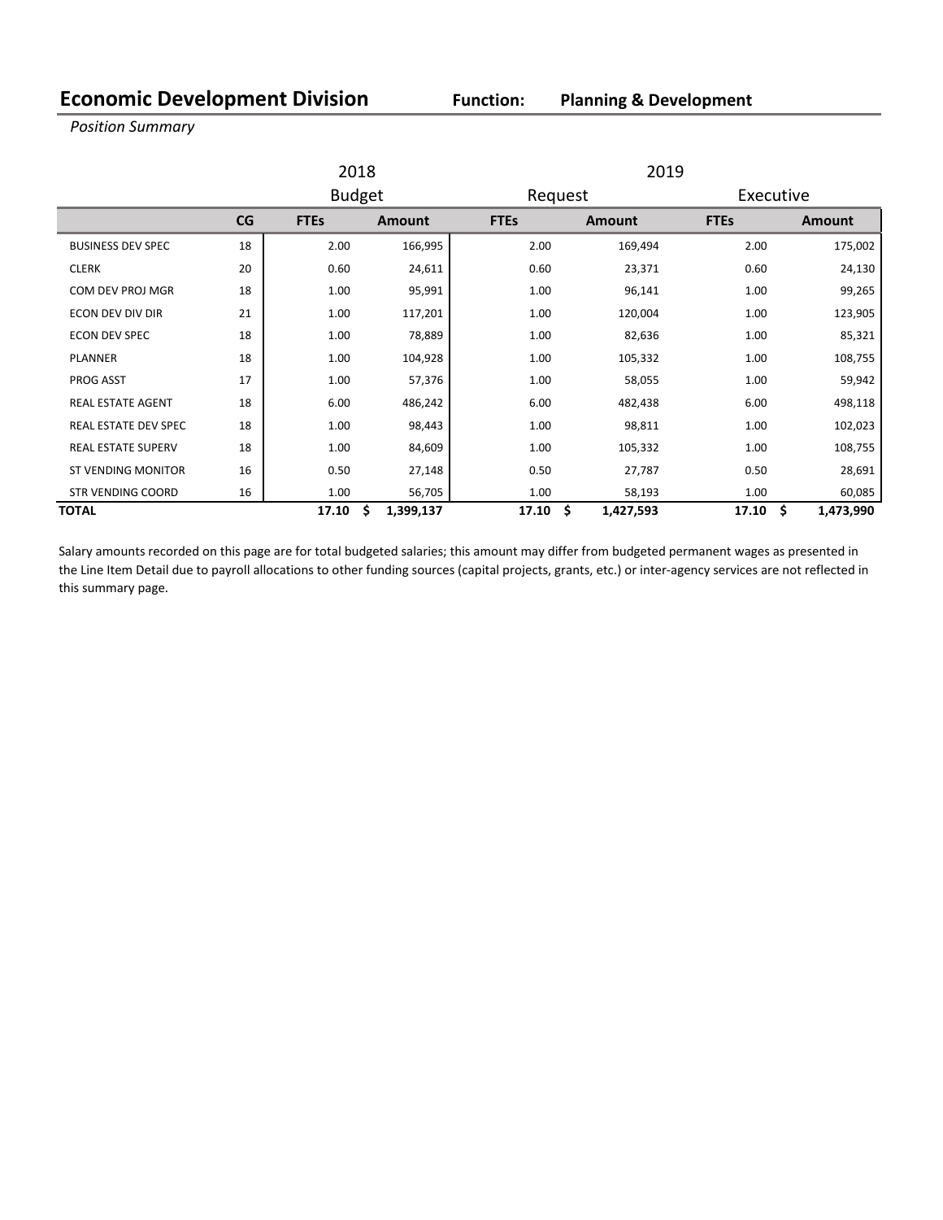## Economic Development Division

**Function: Planning & Development**

*Position Summary*

| | | 2018 | | 2019 | | | |
|---|---|---|---|---|---|---|---|
| | | Budget | | Request | | Executive | |
| | **CG** | **FTEs** | **Amount** | **FTEs** | **Amount** | **FTEs** | **Amount** |
| BUSINESS DEV SPEC | 18 | 2.00 | 166,995 | 2.00 | 169,494 | 2.00 | 175,002 |
| CLERK | 20 | 0.60 | 24,611 | 0.60 | 23,371 | 0.60 | 24,130 |
| COM DEV PROJ MGR | 18 | 1.00 | 95,991 | 1.00 | 96,141 | 1.00 | 99,265 |
| ECON DEV DIV DIR | 21 | 1.00 | 117,201 | 1.00 | 120,004 | 1.00 | 123,905 |
| ECON DEV SPEC | 18 | 1.00 | 78,889 | 1.00 | 82,636 | 1.00 | 85,321 |
| PLANNER | 18 | 1.00 | 104,928 | 1.00 | 105,332 | 1.00 | 108,755 |
| PROG ASST | 17 | 1.00 | 57,376 | 1.00 | 58,055 | 1.00 | 59,942 |
| REAL ESTATE AGENT | 18 | 6.00 | 486,242 | 6.00 | 482,438 | 6.00 | 498,118 |
| REAL ESTATE DEV SPEC | 18 | 1.00 | 98,443 | 1.00 | 98,811 | 1.00 | 102,023 |
| REAL ESTATE SUPERV | 18 | 1.00 | 84,609 | 1.00 | 105,332 | 1.00 | 108,755 |
| ST VENDING MONITOR | 16 | 0.50 | 27,148 | 0.50 | 27,787 | 0.50 | 28,691 |
| STR VENDING COORD | 16 | 1.00 | 56,705 | 1.00 | 58,193 | 1.00 | 60,085 |
| **TOTAL** | | **17.10** | **$ 1,399,137** | **17.10** | **$ 1,427,593** | **17.10** | **$ 1,473,990** |

Salary amounts recorded on this page are for total budgeted salaries; this amount may differ from budgeted permanent wages as presented in the Line Item Detail due to payroll allocations to other funding sources (capital projects, grants, etc.) or inter-agency services are not reflected in this summary page.